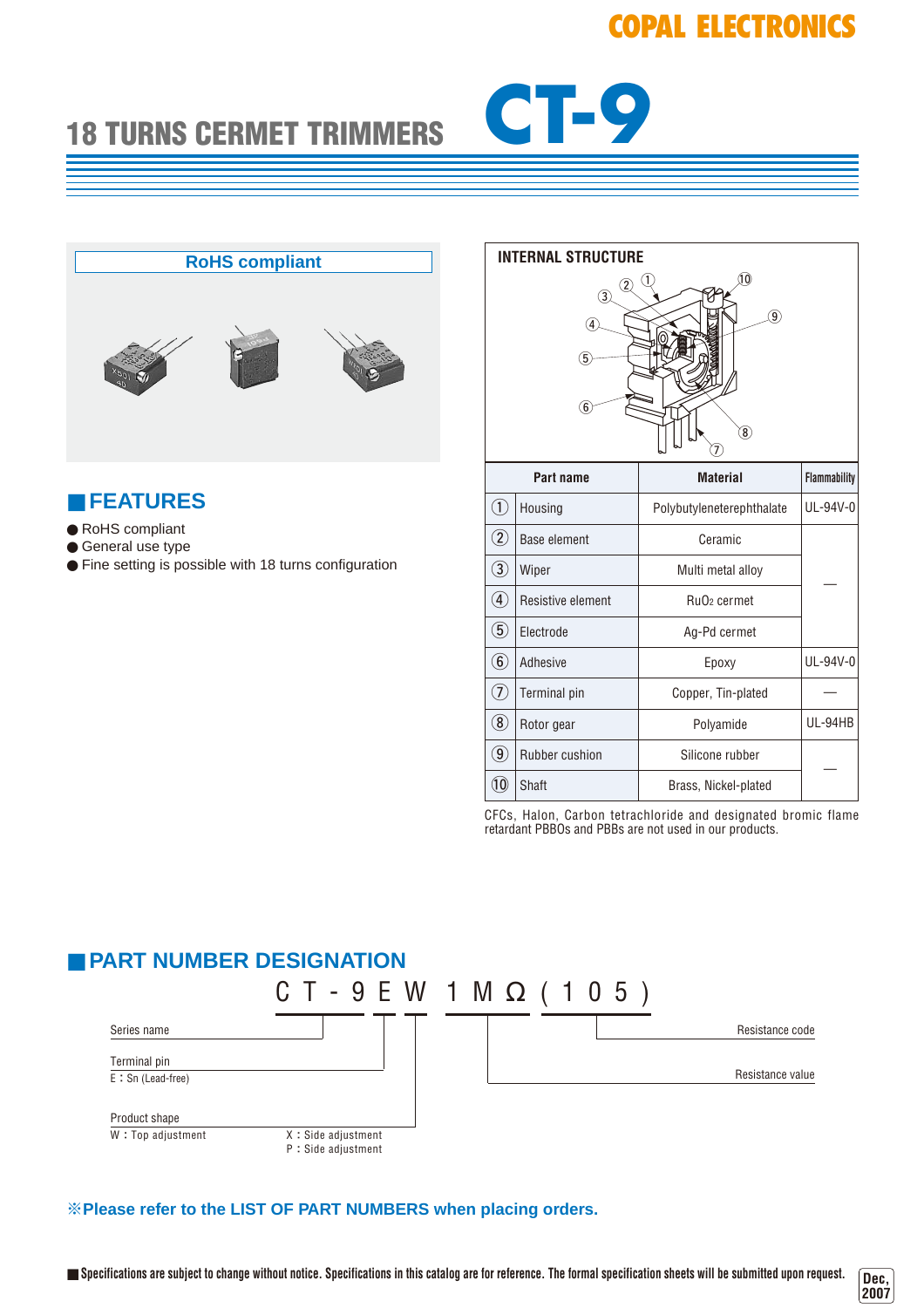COPAL ELECTRONICS

# 18 TURNS CERMET TRIMMERS CT-9

**RoHS compliant**

## FEATURES

- RoHS compliant
- General use type
- Fine setting is possible with 18 turns configuration

## INTERNAL STRUCTURE

| | Part name | Material | Flammability |
|---|---|---|---|
| ① | Housing | Polybutyleneterephthalate | UL-94V-0 |
| ② | Base element | Ceramic | — |
| ③ | Wiper | Multi metal alloy | — |
| ④ | Resistive element | $RuO_2$ cermet | — |
| ⑤ | Electrode | Ag-Pd cermet | — |
| ⑥ | Adhesive | Epoxy | UL-94V-0 |
| ⑦ | Terminal pin | Copper, Tin-plated | — |
| ⑧ | Rotor gear | Polyamide | UL-94HB |
| ⑨ | Rubber cushion | Silicone rubber | — |
| ⑩ | Shaft | Brass, Nickel-plated | — |

CFCs, Halon, Carbon tetrachloride and designated bromic flame retardant PBBOs and PBBs are not used in our products.

## PART NUMBER DESIGNATION

CT-9 E W 1MΩ (105)

- Series name: CT-9
- Terminal pin: E : Sn (Lead-free)
- Product shape: W : Top adjustment, X : Side adjustment, P : Side adjustment
- Resistance value: 1MΩ
- Resistance code: (105)

※**Please refer to the LIST OF PART NUMBERS when placing orders.**

■ Specifications are subject to change without notice. Specifications in this catalog are for reference. The formal specification sheets will be submitted upon request.

Dec, 2007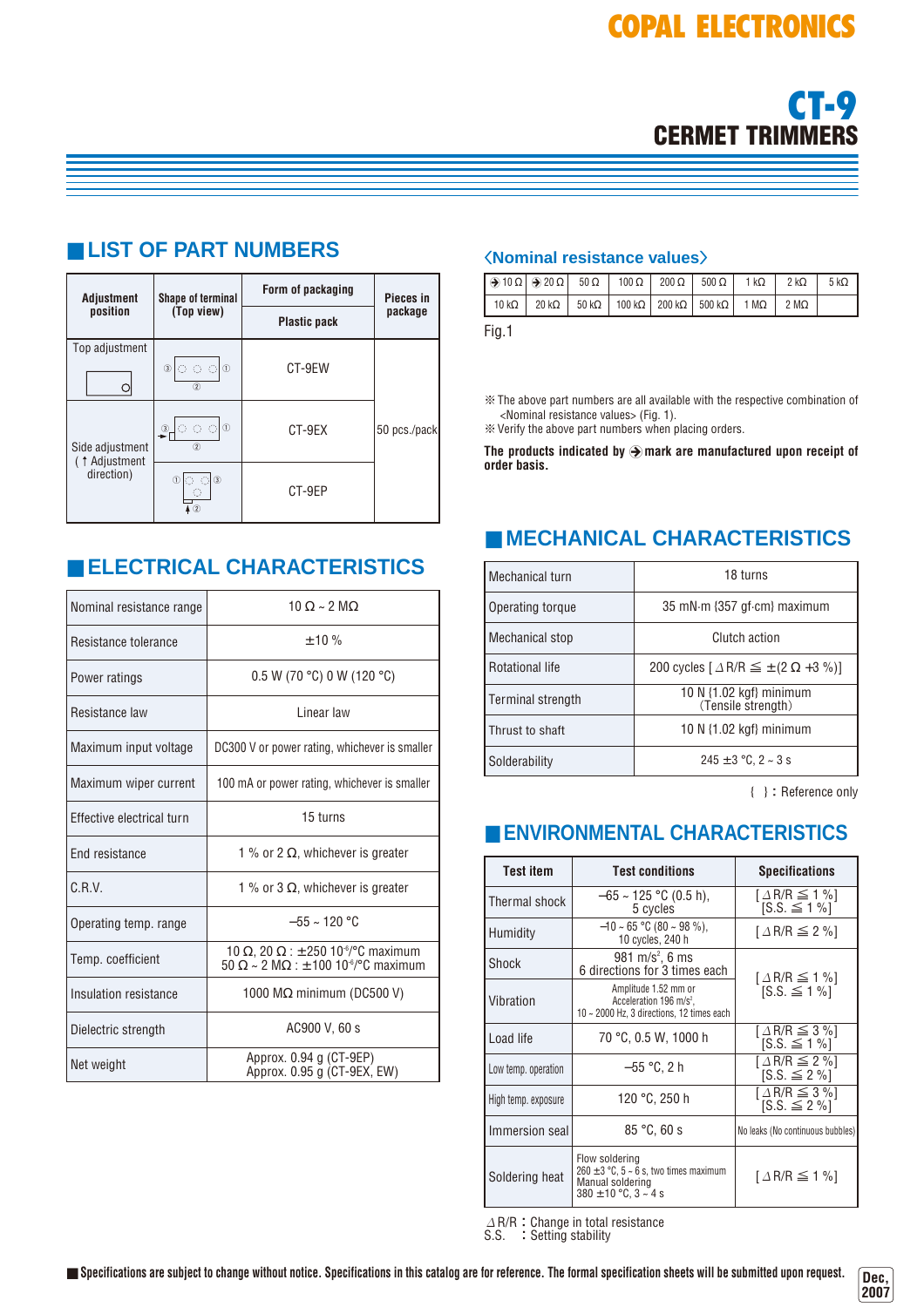# COPAL ELECTRONICS

# CT-9
## CERMET TRIMMERS

## LIST OF PART NUMBERS

| Adjustment position | Shape of terminal (Top view) | Form of packaging: Plastic pack | Pieces in package |
|---|---|---|---|
| Top adjustment | ③ ① ② | CT-9EW | 50 pcs./pack |
| Side adjustment (↑ Adjustment direction) | ③ ① ② | CT-9EX | 50 pcs./pack |
| Side adjustment (↑ Adjustment direction) | ① ③ ② | CT-9EP | 50 pcs./pack |

## 〈Nominal resistance values〉

| ➔10 Ω | ➔20 Ω | 50 Ω | 100 Ω | 200 Ω | 500 Ω | 1 kΩ | 2 kΩ | 5 kΩ |
|---|---|---|---|---|---|---|---|---|
| 10 kΩ | 20 kΩ | 50 kΩ | 100 kΩ | 200 kΩ | 500 kΩ | 1 MΩ | 2 MΩ | |

Fig.1

※ The above part numbers are all available with the respective combination of <Nominal resistance values> (Fig. 1).
※ Verify the above part numbers when placing orders.

**The products indicated by ➔ mark are manufactured upon receipt of order basis.**

## ELECTRICAL CHARACTERISTICS

| | |
|---|---|
| Nominal resistance range | 10 Ω ~ 2 MΩ |
| Resistance tolerance | ±10 % |
| Power ratings | 0.5 W (70 °C) 0 W (120 °C) |
| Resistance law | Linear law |
| Maximum input voltage | DC300 V or power rating, whichever is smaller |
| Maximum wiper current | 100 mA or power rating, whichever is smaller |
| Effective electrical turn | 15 turns |
| End resistance | 1 % or 2 Ω, whichever is greater |
| C.R.V. | 1 % or 3 Ω, whichever is greater |
| Operating temp. range | –55 ~ 120 °C |
| Temp. coefficient | 10 Ω, 20 Ω : ±250 $10^{-6}$/°C maximum<br>50 Ω ~ 2 MΩ : ±100 $10^{-6}$/°C maximum |
| Insulation resistance | 1000 MΩ minimum (DC500 V) |
| Dielectric strength | AC900 V, 60 s |
| Net weight | Approx. 0.94 g (CT-9EP)<br>Approx. 0.95 g (CT-9EX, EW) |

## MECHANICAL CHARACTERISTICS

| | |
|---|---|
| Mechanical turn | 18 turns |
| Operating torque | 35 mN·m {357 gf·cm} maximum |
| Mechanical stop | Clutch action |
| Rotational life | 200 cycles [ ΔR/R ≦ ±(2 Ω +3 %)] |
| Terminal strength | 10 N {1.02 kgf} minimum (Tensile strength) |
| Thrust to shaft | 10 N {1.02 kgf} minimum |
| Solderability | 245 ±3 °C, 2 ~ 3 s |

{ } : Reference only

## ENVIRONMENTAL CHARACTERISTICS

| Test item | Test conditions | Specifications |
|---|---|---|
| Thermal shock | –65 ~ 125 °C (0.5 h), 5 cycles | [ ΔR/R ≦ 1 %] [S.S. ≦ 1 %] |
| Humidity | –10 ~ 65 °C (80 ~ 98 %), 10 cycles, 240 h | [ ΔR/R ≦ 2 %] |
| Shock | 981 m/s², 6 ms 6 directions for 3 times each | [ ΔR/R ≦ 1 %] [S.S. ≦ 1 %] |
| Vibration | Amplitude 1.52 mm or Acceleration 196 m/s², 10 ~ 2000 Hz, 3 directions, 12 times each | [ ΔR/R ≦ 1 %] [S.S. ≦ 1 %] |
| Load life | 70 °C, 0.5 W, 1000 h | [ ΔR/R ≦ 3 %] [S.S. ≦ 1 %] |
| Low temp. operation | –55 °C, 2 h | [ ΔR/R ≦ 2 %] [S.S. ≦ 2 %] |
| High temp. exposure | 120 °C, 250 h | [ ΔR/R ≦ 3 %] [S.S. ≦ 2 %] |
| Immersion seal | 85 °C, 60 s | No leaks (No continuous bubbles) |
| Soldering heat | Flow soldering 260 ±3 °C, 5 ~ 6 s, two times maximum<br>Manual soldering 380 ±10 °C, 3 ~ 4 s | [ ΔR/R ≦ 1 %] |

ΔR/R : Change in total resistance
S.S. : Setting stability

**Specifications are subject to change without notice. Specifications in this catalog are for reference. The formal specification sheets will be submitted upon request.**

Dec, 2007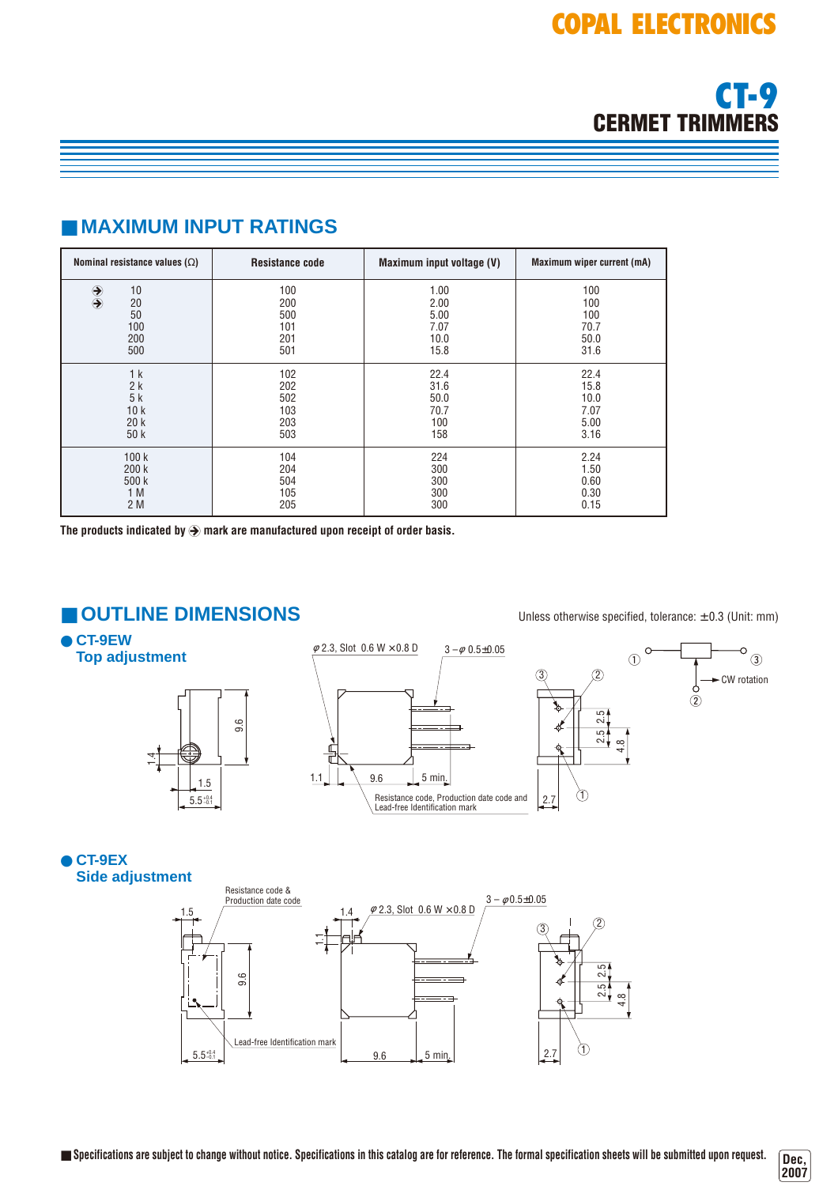COPAL ELECTRONICS

# CT-9
## CERMET TRIMMERS

## MAXIMUM INPUT RATINGS

| Nominal resistance values (Ω) | Resistance code | Maximum input voltage (V) | Maximum wiper current (mA) |
|---|---|---|---|
| ➔ 10 | 100 | 1.00 | 100 |
| ➔ 20 | 200 | 2.00 | 100 |
| 50 | 500 | 5.00 | 100 |
| 100 | 101 | 7.07 | 70.7 |
| 200 | 201 | 10.0 | 50.0 |
| 500 | 501 | 15.8 | 31.6 |
| 1 k | 102 | 22.4 | 22.4 |
| 2 k | 202 | 31.6 | 15.8 |
| 5 k | 502 | 50.0 | 10.0 |
| 10 k | 103 | 70.7 | 7.07 |
| 20 k | 203 | 100 | 5.00 |
| 50 k | 503 | 158 | 3.16 |
| 100 k | 104 | 224 | 2.24 |
| 200 k | 204 | 300 | 1.50 |
| 500 k | 504 | 300 | 0.60 |
| 1 M | 105 | 300 | 0.30 |
| 2 M | 205 | 300 | 0.15 |

**The products indicated by ➔ mark are manufactured upon receipt of order basis.**

## OUTLINE DIMENSIONS

Unless otherwise specified, tolerance: ±0.3 (Unit: mm)

### ● CT-9EW Top adjustment

φ2.3, Slot 0.6 W ×0.8 D

3－φ0.5±0.05

Resistance code, Production date code and Lead-free Identification mark

Dimensions: 9.6, 1.4, 1.5, $5.5^{+0.4}_{-0.1}$, 1.1, 9.6, 5 min., 2.5, 2.5, 4.8, 2.7

① ○—[ ]—○ ③, ② CW rotation

### ● CT-9EX Side adjustment

Resistance code & Production date code

Lead-free Identification mark

φ2.3, Slot 0.6 W ×0.8 D

3－φ0.5±0.05

Dimensions: 1.5, 9.6, $5.5^{+0.4}_{-0.1}$, 1.4, 1.1, 9.6, 5 min., 2.5, 2.5, 4.8, 2.7

■ Specifications are subject to change without notice. Specifications in this catalog are for reference. The formal specification sheets will be submitted upon request.

Dec, 2007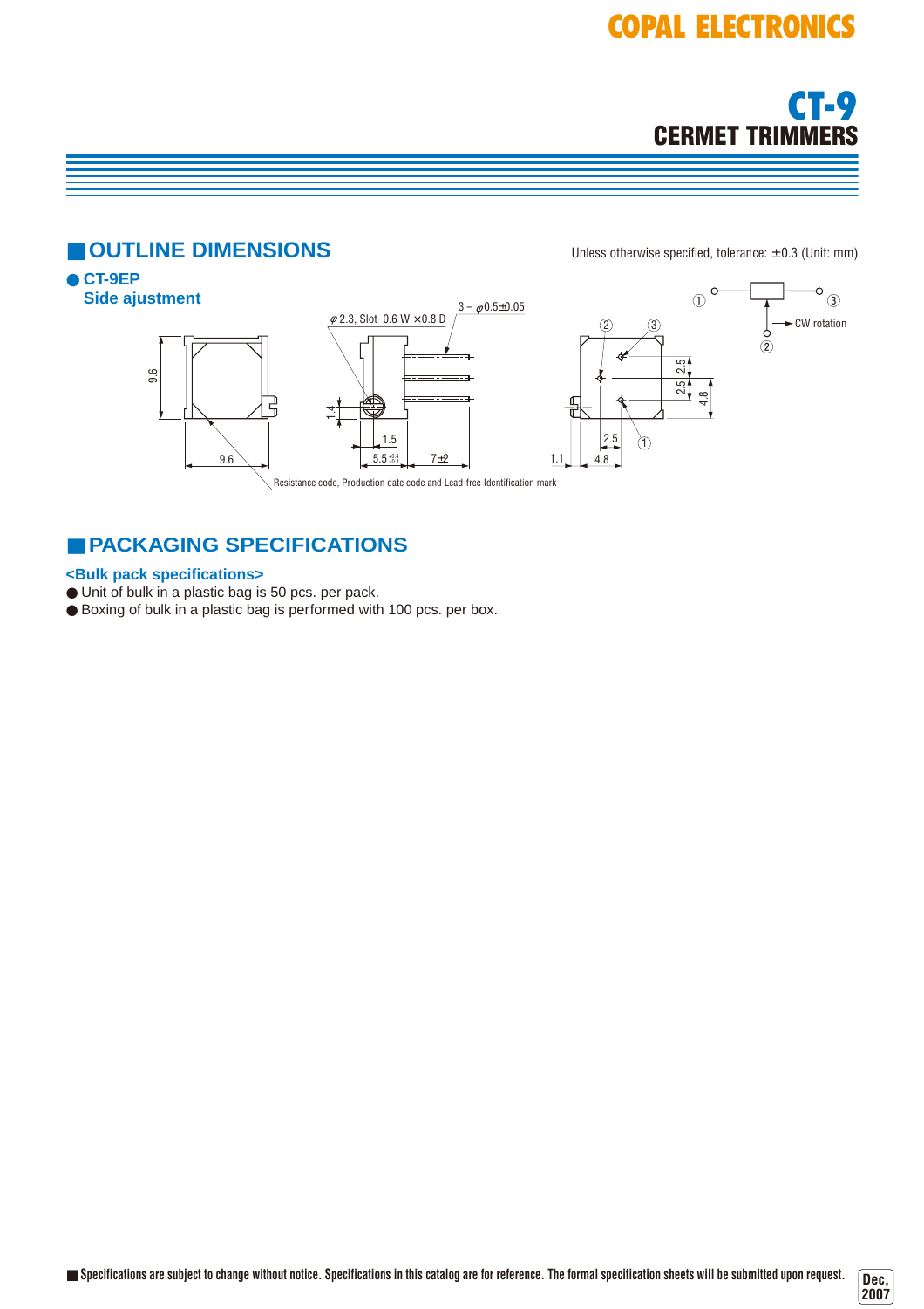# CT-9
## CERMET TRIMMERS

## ■ OUTLINE DIMENSIONS

Unless otherwise specified, tolerance: ±0.3 (Unit: mm)

### ● CT-9EP
### Side ajustment

φ2.3, Slot 0.6 W × 0.8 D

3 – φ0.5±0.05

9.6

9.6

1.4

1.5

5.5

7±2

Resistance code, Production date code and Lead-free Identification mark

1.1

4.8

2.5

2.5

2.5

4.8

① ② ③

CW rotation

## ■ PACKAGING SPECIFICATIONS

**<Bulk pack specifications>**

- Unit of bulk in a plastic bag is 50 pcs. per pack.
- Boxing of bulk in a plastic bag is performed with 100 pcs. per box.

■ Specifications are subject to change without notice. Specifications in this catalog are for reference. The formal specification sheets will be submitted upon request.

Dec, 2007